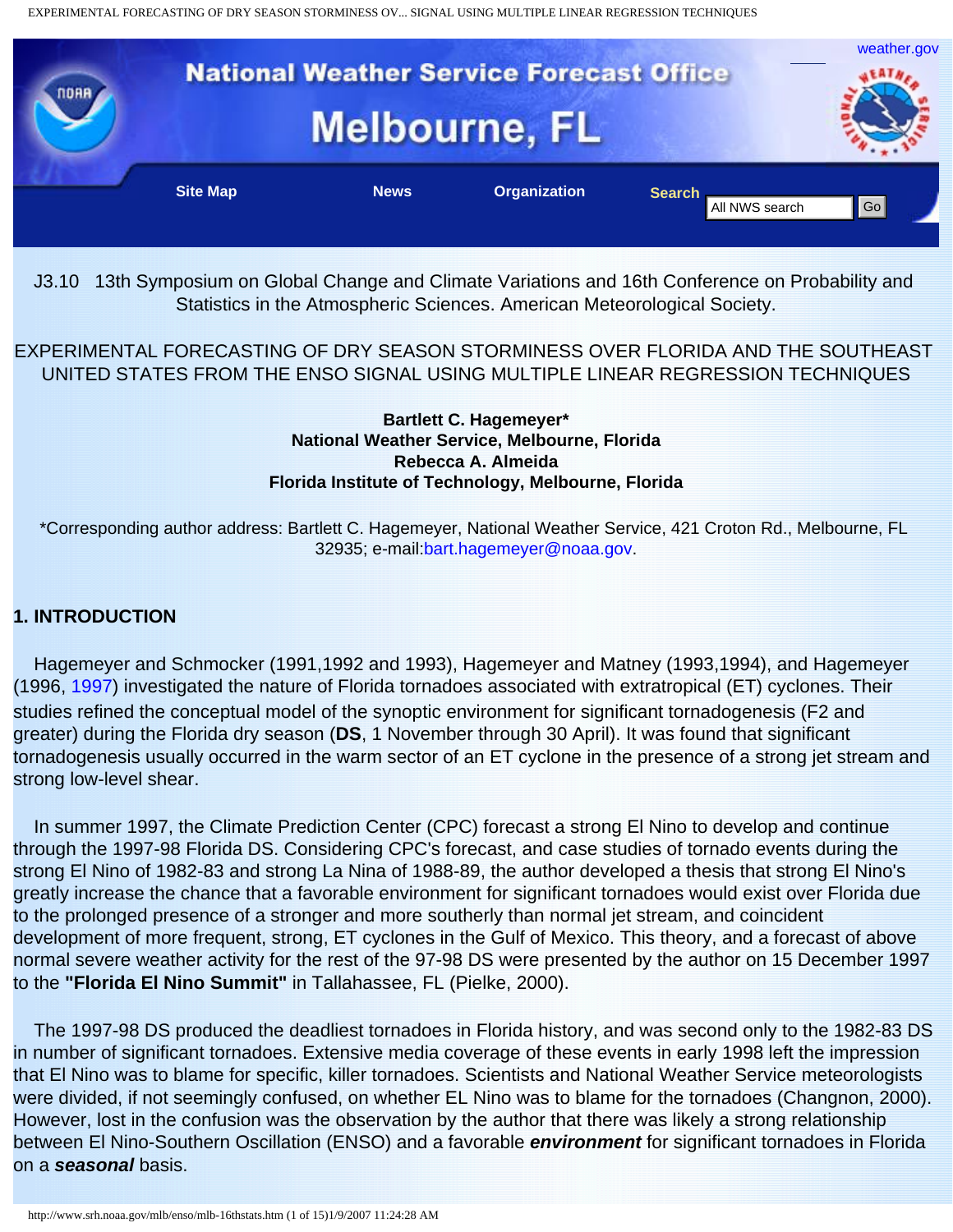J3.10 13th Symposium on Global Change and Climate Variations and 16th Conference on Probability and Statistics in the Atmospheric Sciences. American Meteorological Society.

# EXPERIMENTAL FORECASTING OF DRY SEASON STORMINESS OVER FLORIDA AND THE SOUTHEAST UNITED STATES FROM THE ENSO SIGNAL USING MULTIPLE LINEAR REGRESSION TECHNIQUES

**Bartlett C. Hagemeyer***
**National Weather Service, Melbourne, Florida**
**Rebecca A. Almeida**
**Florida Institute of Technology, Melbourne, Florida**

*Corresponding author address: Bartlett C. Hagemeyer, National Weather Service, 421 Croton Rd., Melbourne, FL 32935; e-mail:bart.hagemeyer@noaa.gov.

## 1. INTRODUCTION

Hagemeyer and Schmocker (1991,1992 and 1993), Hagemeyer and Matney (1993,1994), and Hagemeyer (1996, 1997) investigated the nature of Florida tornadoes associated with extratropical (ET) cyclones. Their studies refined the conceptual model of the synoptic environment for significant tornadogenesis (F2 and greater) during the Florida dry season (**DS**, 1 November through 30 April). It was found that significant tornadogenesis usually occurred in the warm sector of an ET cyclone in the presence of a strong jet stream and strong low-level shear.

In summer 1997, the Climate Prediction Center (CPC) forecast a strong El Nino to develop and continue through the 1997-98 Florida DS. Considering CPC's forecast, and case studies of tornado events during the strong El Nino of 1982-83 and strong La Nina of 1988-89, the author developed a thesis that strong El Nino's greatly increase the chance that a favorable environment for significant tornadoes would exist over Florida due to the prolonged presence of a stronger and more southerly than normal jet stream, and coincident development of more frequent, strong, ET cyclones in the Gulf of Mexico. This theory, and a forecast of above normal severe weather activity for the rest of the 97-98 DS were presented by the author on 15 December 1997 to the **"Florida El Nino Summit"** in Tallahassee, FL (Pielke, 2000).

The 1997-98 DS produced the deadliest tornadoes in Florida history, and was second only to the 1982-83 DS in number of significant tornadoes. Extensive media coverage of these events in early 1998 left the impression that El Nino was to blame for specific, killer tornadoes. Scientists and National Weather Service meteorologists were divided, if not seemingly confused, on whether EL Nino was to blame for the tornadoes (Changnon, 2000). However, lost in the confusion was the observation by the author that there was likely a strong relationship between El Nino-Southern Oscillation (ENSO) and a favorable ***environment*** for significant tornadoes in Florida on a ***seasonal*** basis.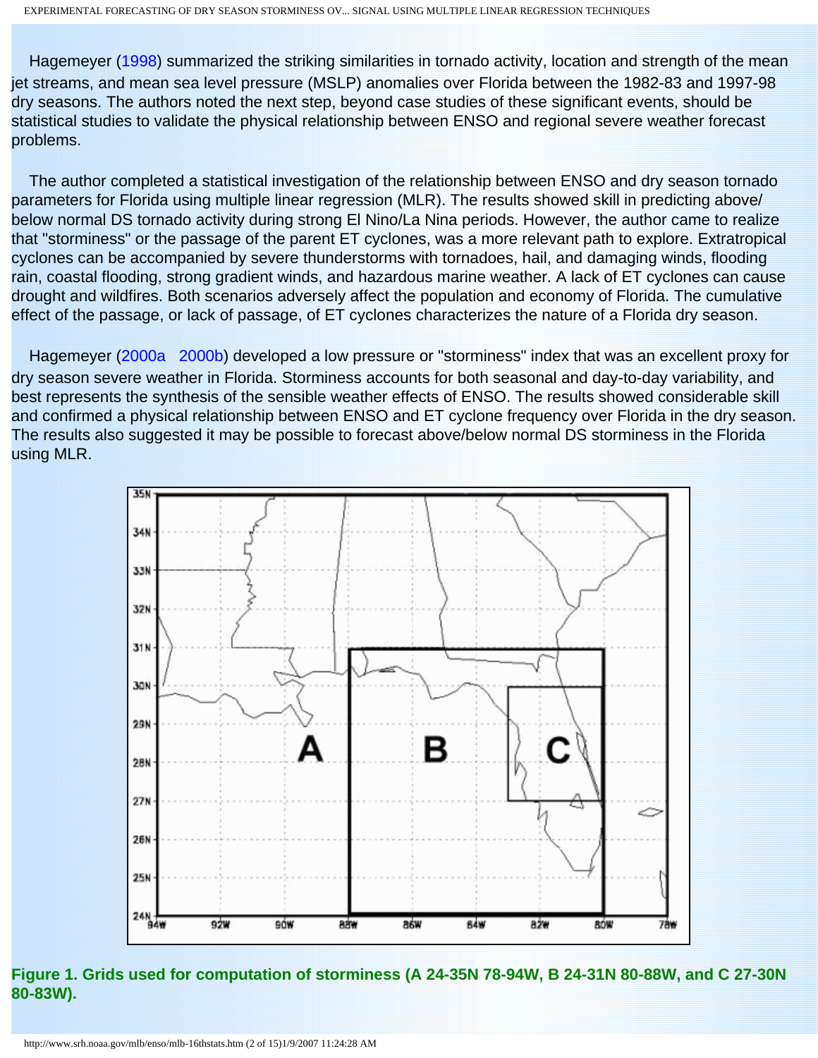Hagemeyer (1998) summarized the striking similarities in tornado activity, location and strength of the mean jet streams, and mean sea level pressure (MSLP) anomalies over Florida between the 1982-83 and 1997-98 dry seasons. The authors noted the next step, beyond case studies of these significant events, should be statistical studies to validate the physical relationship between ENSO and regional severe weather forecast problems.

The author completed a statistical investigation of the relationship between ENSO and dry season tornado parameters for Florida using multiple linear regression (MLR). The results showed skill in predicting above/below normal DS tornado activity during strong El Nino/La Nina periods. However, the author came to realize that "storminess" or the passage of the parent ET cyclones, was a more relevant path to explore. Extratropical cyclones can be accompanied by severe thunderstorms with tornadoes, hail, and damaging winds, flooding rain, coastal flooding, strong gradient winds, and hazardous marine weather. A lack of ET cyclones can cause drought and wildfires. Both scenarios adversely affect the population and economy of Florida. The cumulative effect of the passage, or lack of passage, of ET cyclones characterizes the nature of a Florida dry season.

Hagemeyer (2000a 2000b) developed a low pressure or "storminess" index that was an excellent proxy for dry season severe weather in Florida. Storminess accounts for both seasonal and day-to-day variability, and best represents the synthesis of the sensible weather effects of ENSO. The results showed considerable skill and confirmed a physical relationship between ENSO and ET cyclone frequency over Florida in the dry season. The results also suggested it may be possible to forecast above/below normal DS storminess in the Florida using MLR.

**Figure 1. Grids used for computation of storminess (A 24-35N 78-94W, B 24-31N 80-88W, and C 27-30N 80-83W).**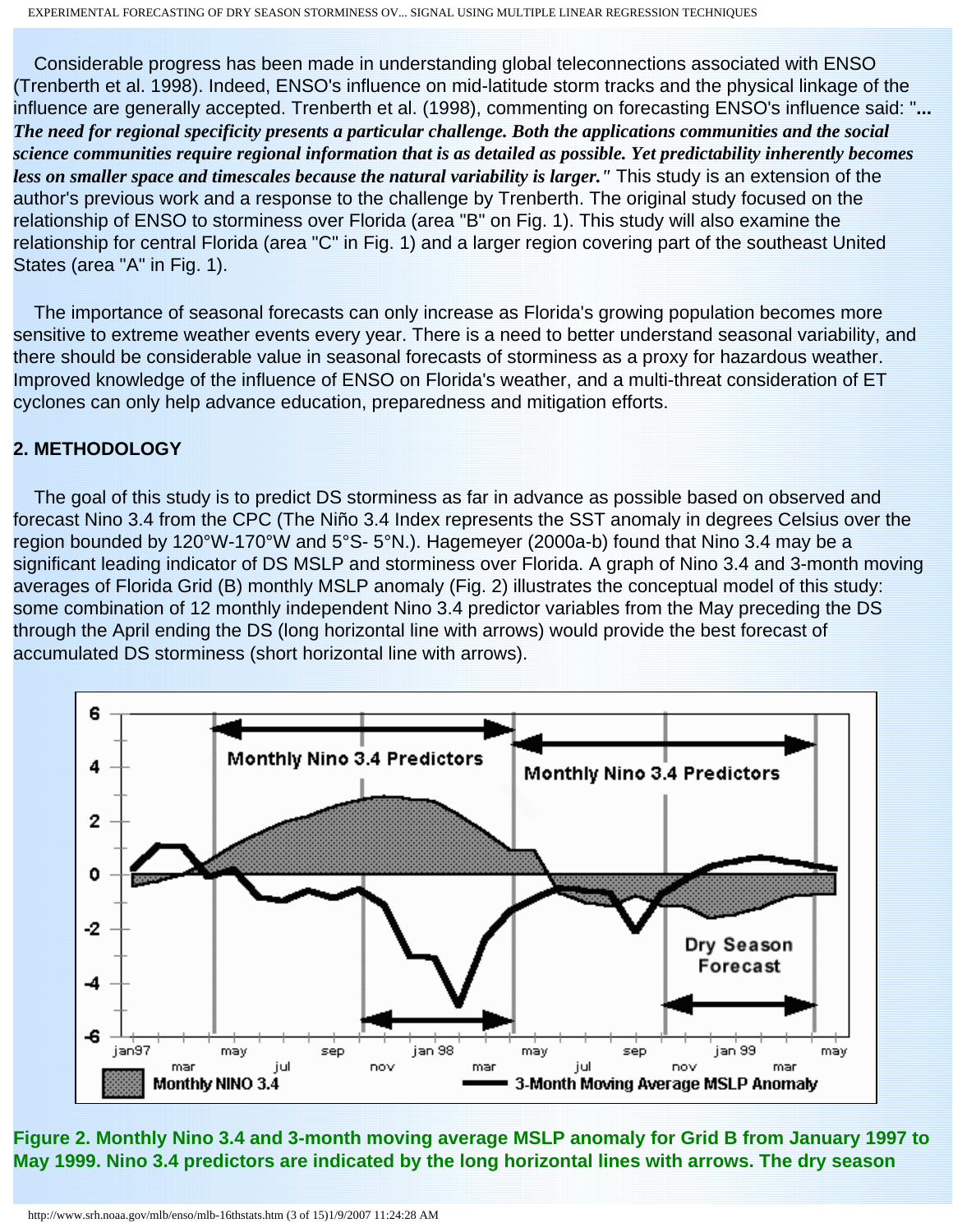Considerable progress has been made in understanding global teleconnections associated with ENSO (Trenberth et al. 1998). Indeed, ENSO's influence on mid-latitude storm tracks and the physical linkage of the influence are generally accepted. Trenberth et al. (1998), commenting on forecasting ENSO's influence said: "***... The need for regional specificity presents a particular challenge. Both the applications communities and the social science communities require regional information that is as detailed as possible. Yet predictability inherently becomes less on smaller space and timescales because the natural variability is larger."*** This study is an extension of the author's previous work and a response to the challenge by Trenberth. The original study focused on the relationship of ENSO to storminess over Florida (area "B" on Fig. 1). This study will also examine the relationship for central Florida (area "C" in Fig. 1) and a larger region covering part of the southeast United States (area "A" in Fig. 1).

The importance of seasonal forecasts can only increase as Florida's growing population becomes more sensitive to extreme weather events every year. There is a need to better understand seasonal variability, and there should be considerable value in seasonal forecasts of storminess as a proxy for hazardous weather. Improved knowledge of the influence of ENSO on Florida's weather, and a multi-threat consideration of ET cyclones can only help advance education, preparedness and mitigation efforts.

## 2. METHODOLOGY

The goal of this study is to predict DS storminess as far in advance as possible based on observed and forecast Nino 3.4 from the CPC (The Niño 3.4 Index represents the SST anomaly in degrees Celsius over the region bounded by 120°W-170°W and 5°S- 5°N.). Hagemeyer (2000a-b) found that Nino 3.4 may be a significant leading indicator of DS MSLP and storminess over Florida. A graph of Nino 3.4 and 3-month moving averages of Florida Grid (B) monthly MSLP anomaly (Fig. 2) illustrates the conceptual model of this study: some combination of 12 monthly independent Nino 3.4 predictor variables from the May preceding the DS through the April ending the DS (long horizontal line with arrows) would provide the best forecast of accumulated DS storminess (short horizontal line with arrows).

**Figure 2. Monthly Nino 3.4 and 3-month moving average MSLP anomaly for Grid B from January 1997 to May 1999. Nino 3.4 predictors are indicated by the long horizontal lines with arrows. The dry season**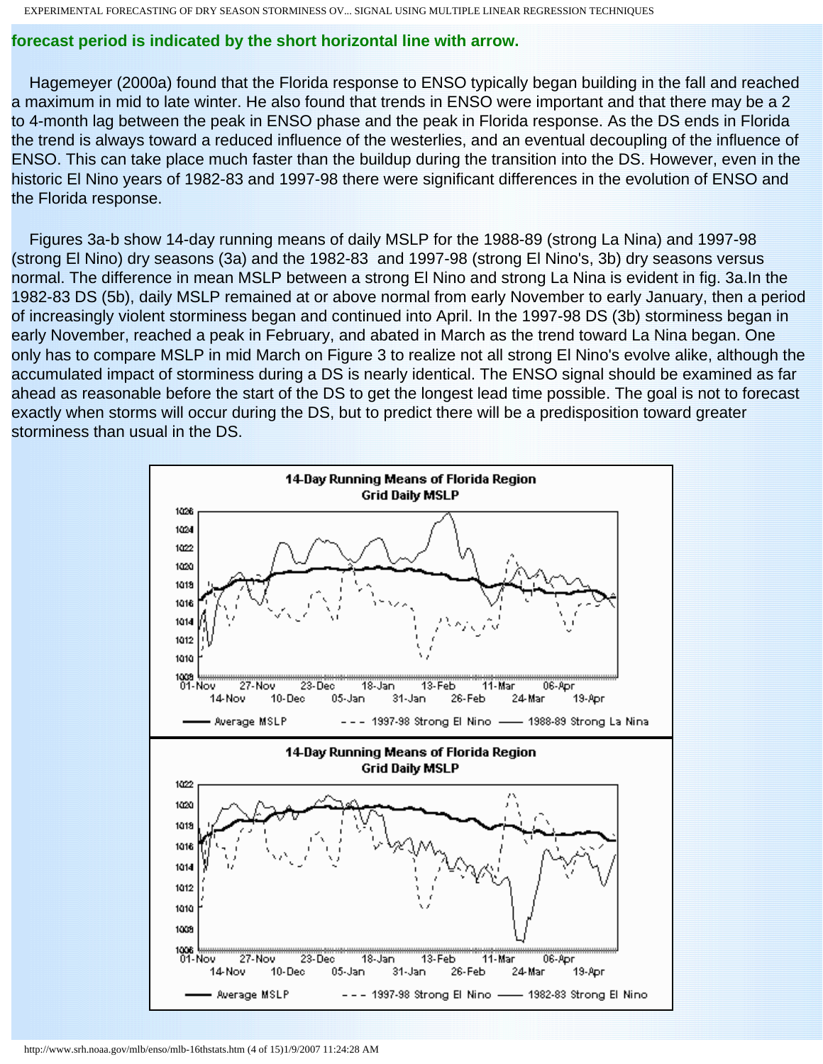**forecast period is indicated by the short horizontal line with arrow.**

Hagemeyer (2000a) found that the Florida response to ENSO typically began building in the fall and reached a maximum in mid to late winter. He also found that trends in ENSO were important and that there may be a 2 to 4-month lag between the peak in ENSO phase and the peak in Florida response. As the DS ends in Florida the trend is always toward a reduced influence of the westerlies, and an eventual decoupling of the influence of ENSO. This can take place much faster than the buildup during the transition into the DS. However, even in the historic El Nino years of 1982-83 and 1997-98 there were significant differences in the evolution of ENSO and the Florida response.

Figures 3a-b show 14-day running means of daily MSLP for the 1988-89 (strong La Nina) and 1997-98 (strong El Nino) dry seasons (3a) and the 1982-83 and 1997-98 (strong El Nino's, 3b) dry seasons versus normal. The difference in mean MSLP between a strong El Nino and strong La Nina is evident in fig. 3a.In the 1982-83 DS (5b), daily MSLP remained at or above normal from early November to early January, then a period of increasingly violent storminess began and continued into April. In the 1997-98 DS (3b) storminess began in early November, reached a peak in February, and abated in March as the trend toward La Nina began. One only has to compare MSLP in mid March on Figure 3 to realize not all strong El Nino's evolve alike, although the accumulated impact of storminess during a DS is nearly identical. The ENSO signal should be examined as far ahead as reasonable before the start of the DS to get the longest lead time possible. The goal is not to forecast exactly when storms will occur during the DS, but to predict there will be a predisposition toward greater storminess than usual in the DS.

**14-Day Running Means of Florida Region Grid Daily MSLP**

Average MSLP --- 1997-98 Strong El Nino —— 1988-89 Strong La Nina

**14-Day Running Means of Florida Region Grid Daily MSLP**

Average MSLP --- 1997-98 Strong El Nino —— 1982-83 Strong El Nino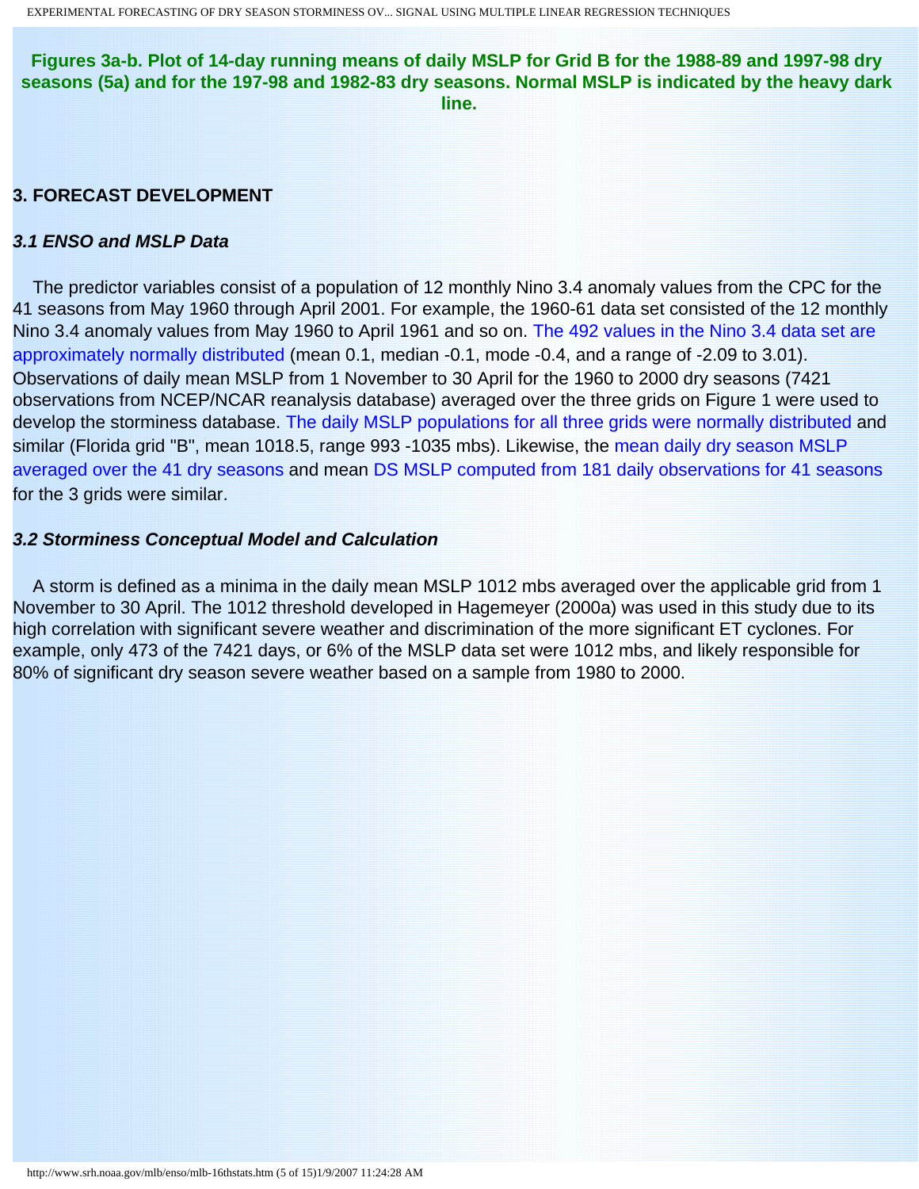**Figures 3a-b. Plot of 14-day running means of daily MSLP for Grid B for the 1988-89 and 1997-98 dry seasons (5a) and for the 197-98 and 1982-83 dry seasons. Normal MSLP is indicated by the heavy dark line.**

## 3. FORECAST DEVELOPMENT

### *3.1 ENSO and MSLP Data*

The predictor variables consist of a population of 12 monthly Nino 3.4 anomaly values from the CPC for the 41 seasons from May 1960 through April 2001. For example, the 1960-61 data set consisted of the 12 monthly Nino 3.4 anomaly values from May 1960 to April 1961 and so on. The 492 values in the Nino 3.4 data set are approximately normally distributed (mean 0.1, median -0.1, mode -0.4, and a range of -2.09 to 3.01). Observations of daily mean MSLP from 1 November to 30 April for the 1960 to 2000 dry seasons (7421 observations from NCEP/NCAR reanalysis database) averaged over the three grids on Figure 1 were used to develop the storminess database. The daily MSLP populations for all three grids were normally distributed and similar (Florida grid "B", mean 1018.5, range 993 -1035 mbs). Likewise, the mean daily dry season MSLP averaged over the 41 dry seasons and mean DS MSLP computed from 181 daily observations for 41 seasons for the 3 grids were similar.

### *3.2 Storminess Conceptual Model and Calculation*

A storm is defined as a minima in the daily mean MSLP 1012 mbs averaged over the applicable grid from 1 November to 30 April. The 1012 threshold developed in Hagemeyer (2000a) was used in this study due to its high correlation with significant severe weather and discrimination of the more significant ET cyclones. For example, only 473 of the 7421 days, or 6% of the MSLP data set were 1012 mbs, and likely responsible for 80% of significant dry season severe weather based on a sample from 1980 to 2000.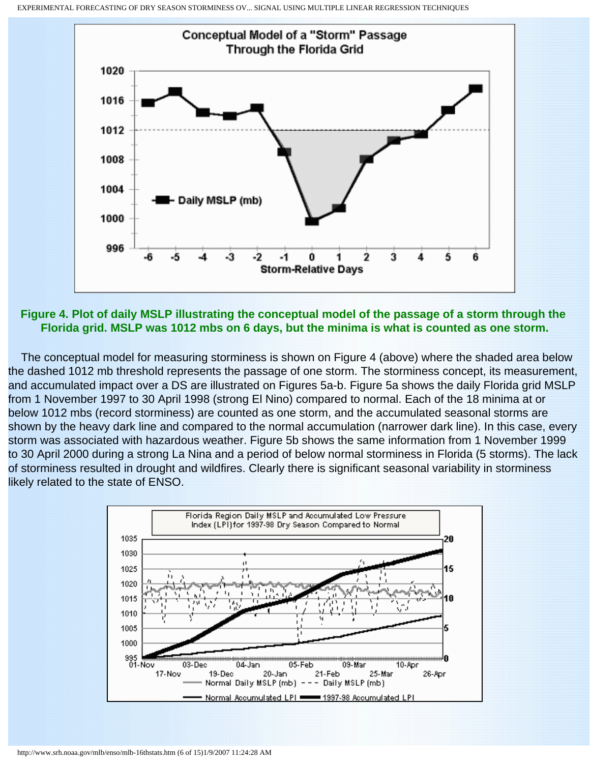**Figure 4. Plot of daily MSLP illustrating the conceptual model of the passage of a storm through the Florida grid. MSLP was 1012 mbs on 6 days, but the minima is what is counted as one storm.**

The conceptual model for measuring storminess is shown on Figure 4 (above) where the shaded area below the dashed 1012 mb threshold represents the passage of one storm. The storminess concept, its measurement, and accumulated impact over a DS are illustrated on Figures 5a-b. Figure 5a shows the daily Florida grid MSLP from 1 November 1997 to 30 April 1998 (strong El Nino) compared to normal. Each of the 18 minima at or below 1012 mbs (record storminess) are counted as one storm, and the accumulated seasonal storms are shown by the heavy dark line and compared to the normal accumulation (narrower dark line). In this case, every storm was associated with hazardous weather. Figure 5b shows the same information from 1 November 1999 to 30 April 2000 during a strong La Nina and a period of below normal storminess in Florida (5 storms). The lack of storminess resulted in drought and wildfires. Clearly there is significant seasonal variability in storminess likely related to the state of ENSO.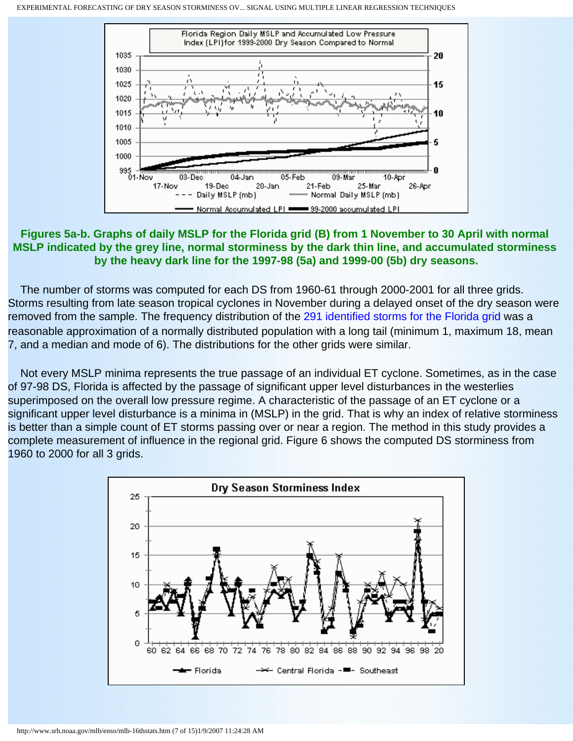**Figures 5a-b. Graphs of daily MSLP for the Florida grid (B) from 1 November to 30 April with normal MSLP indicated by the grey line, normal storminess by the dark thin line, and accumulated storminess by the heavy dark line for the 1997-98 (5a) and 1999-00 (5b) dry seasons.**

The number of storms was computed for each DS from 1960-61 through 2000-2001 for all three grids. Storms resulting from late season tropical cyclones in November during a delayed onset of the dry season were removed from the sample. The frequency distribution of the 291 identified storms for the Florida grid was a reasonable approximation of a normally distributed population with a long tail (minimum 1, maximum 18, mean 7, and a median and mode of 6). The distributions for the other grids were similar.

Not every MSLP minima represents the true passage of an individual ET cyclone. Sometimes, as in the case of 97-98 DS, Florida is affected by the passage of significant upper level disturbances in the westerlies superimposed on the overall low pressure regime. A characteristic of the passage of an ET cyclone or a significant upper level disturbance is a minima in (MSLP) in the grid. That is why an index of relative storminess is better than a simple count of ET storms passing over or near a region. The method in this study provides a complete measurement of influence in the regional grid. Figure 6 shows the computed DS storminess from 1960 to 2000 for all 3 grids.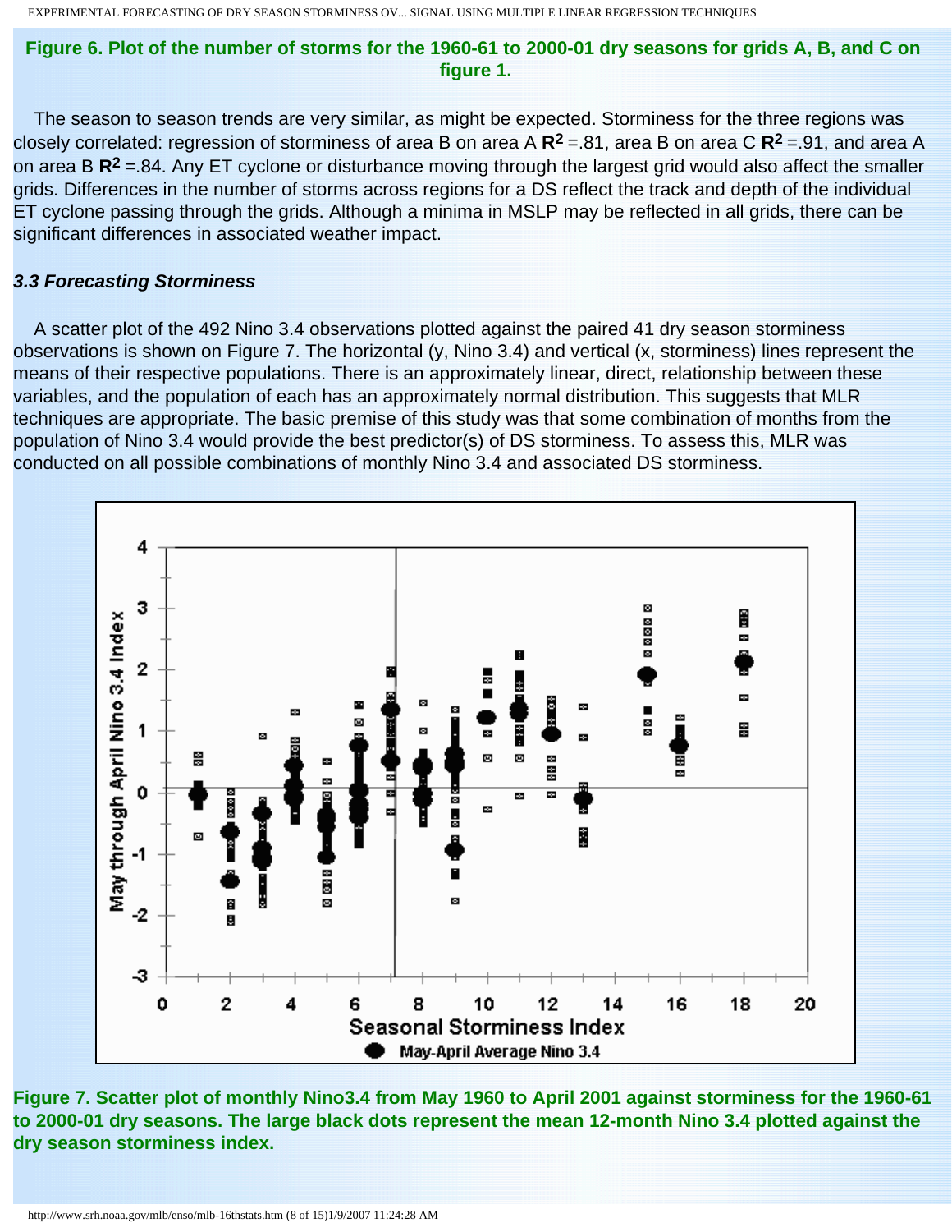**Figure 6. Plot of the number of storms for the 1960-61 to 2000-01 dry seasons for grids A, B, and C on figure 1.**

The season to season trends are very similar, as might be expected. Storminess for the three regions was closely correlated: regression of storminess of area B on area A $R^2$ =.81, area B on area C $R^2$ =.91, and area A on area B $R^2$ =.84. Any ET cyclone or disturbance moving through the largest grid would also affect the smaller grids. Differences in the number of storms across regions for a DS reflect the track and depth of the individual ET cyclone passing through the grids. Although a minima in MSLP may be reflected in all grids, there can be significant differences in associated weather impact.

### *3.3 Forecasting Storminess*

A scatter plot of the 492 Nino 3.4 observations plotted against the paired 41 dry season storminess observations is shown on Figure 7. The horizontal (y, Nino 3.4) and vertical (x, storminess) lines represent the means of their respective populations. There is an approximately linear, direct, relationship between these variables, and the population of each has an approximately normal distribution. This suggests that MLR techniques are appropriate. The basic premise of this study was that some combination of months from the population of Nino 3.4 would provide the best predictor(s) of DS storminess. To assess this, MLR was conducted on all possible combinations of monthly Nino 3.4 and associated DS storminess.

**Figure 7. Scatter plot of monthly Nino3.4 from May 1960 to April 2001 against storminess for the 1960-61 to 2000-01 dry seasons. The large black dots represent the mean 12-month Nino 3.4 plotted against the dry season storminess index.**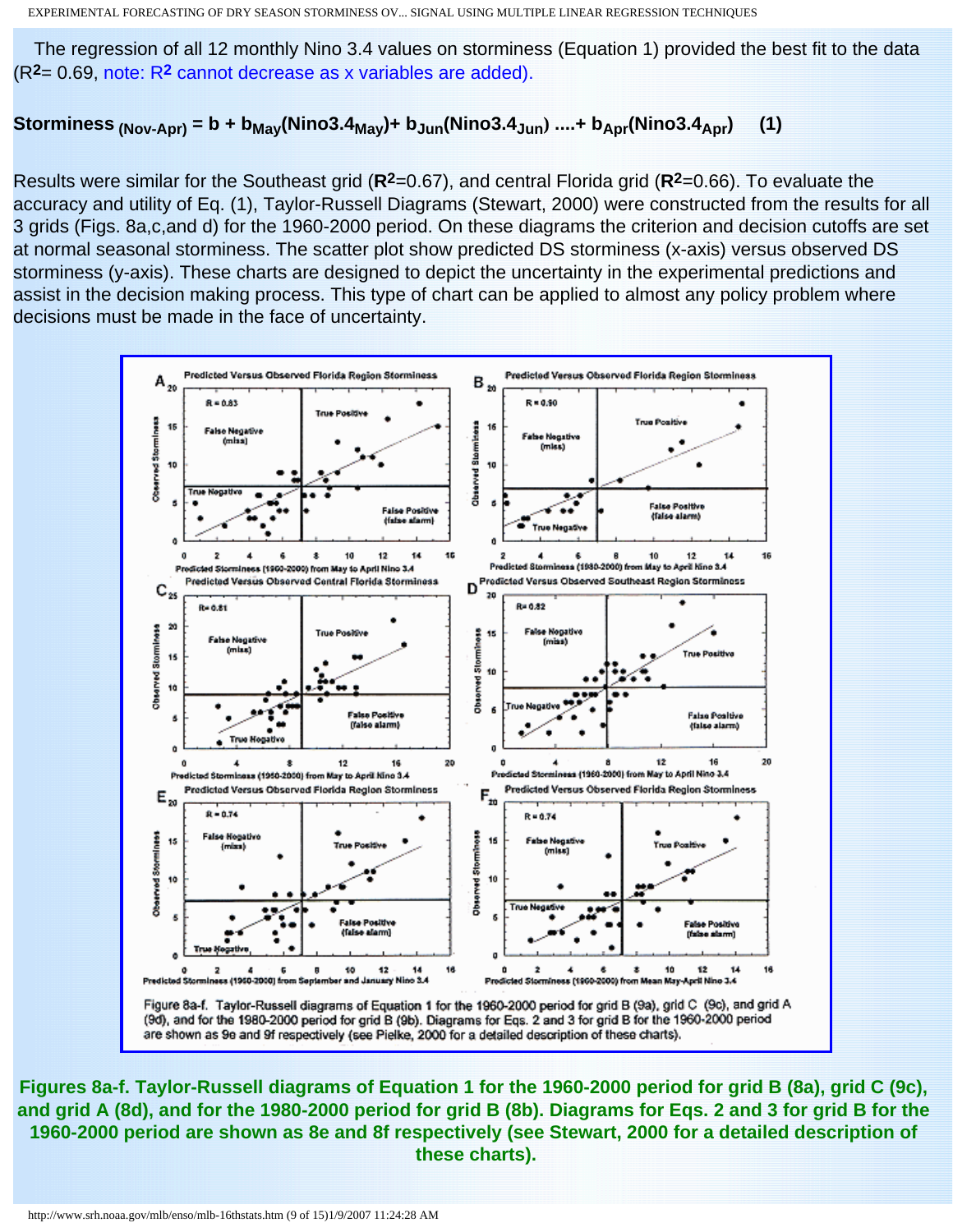The regression of all 12 monthly Nino 3.4 values on storminess (Equation 1) provided the best fit to the data ($R^2$= 0.69, note: $R^2$ cannot decrease as x variables are added).

$$\textbf{Storminess}_{(Nov\text{-}Apr)} = b + b_{May}(Nino3.4_{May}) + b_{Jun}(Nino3.4_{Jun}) \ldots + b_{Apr}(Nino3.4_{Apr}) \quad (1)$$

Results were similar for the Southeast grid (**$R^2$**=0.67), and central Florida grid (**$R^2$**=0.66). To evaluate the accuracy and utility of Eq. (1), Taylor-Russell Diagrams (Stewart, 2000) were constructed from the results for all 3 grids (Figs. 8a,c,and d) for the 1960-2000 period. On these diagrams the criterion and decision cutoffs are set at normal seasonal storminess. The scatter plot show predicted DS storminess (x-axis) versus observed DS storminess (y-axis). These charts are designed to depict the uncertainty in the experimental predictions and assist in the decision making process. This type of chart can be applied to almost any policy problem where decisions must be made in the face of uncertainty.

Figure 8a-f. Taylor-Russell diagrams of Equation 1 for the 1960-2000 period for grid B (9a), grid C (9c), and grid A (9d), and for the 1980-2000 period for grid B (9b). Diagrams for Eqs. 2 and 3 for grid B for the 1960-2000 period are shown as 9e and 9f respectively (see Pielke, 2000 for a detailed description of these charts).

**Figures 8a-f. Taylor-Russell diagrams of Equation 1 for the 1960-2000 period for grid B (8a), grid C (9c), and grid A (8d), and for the 1980-2000 period for grid B (8b). Diagrams for Eqs. 2 and 3 for grid B for the 1960-2000 period are shown as 8e and 8f respectively (see Stewart, 2000 for a detailed description of these charts).**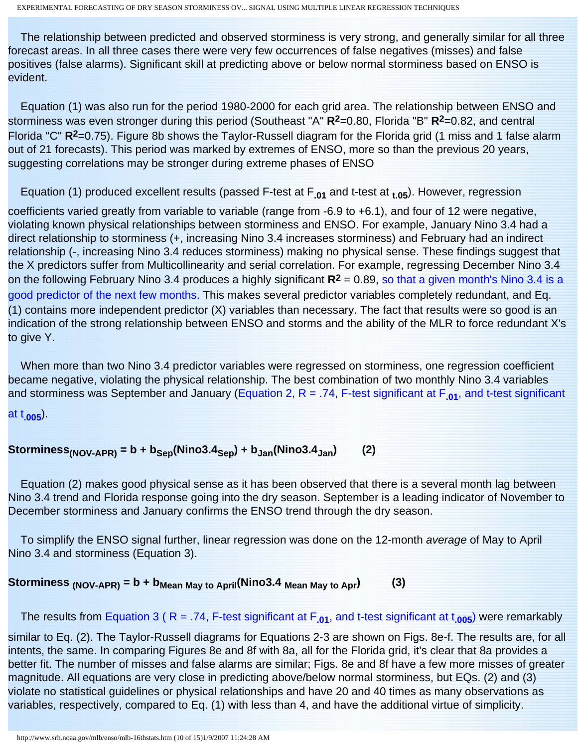The relationship between predicted and observed storminess is very strong, and generally similar for all three forecast areas. In all three cases there were very few occurrences of false negatives (misses) and false positives (false alarms). Significant skill at predicting above or below normal storminess based on ENSO is evident.

Equation (1) was also run for the period 1980-2000 for each grid area. The relationship between ENSO and storminess was even stronger during this period (Southeast "A" $R^2$=0.80, Florida "B" $R^2$=0.82, and central Florida "C" $R^2$=0.75). Figure 8b shows the Taylor-Russell diagram for the Florida grid (1 miss and 1 false alarm out of 21 forecasts). This period was marked by extremes of ENSO, more so than the previous 20 years, suggesting correlations may be stronger during extreme phases of ENSO

Equation (1) produced excellent results (passed F-test at $F_{.01}$ and t-test at $_{t.05}$). However, regression coefficients varied greatly from variable to variable (range from -6.9 to +6.1), and four of 12 were negative, violating known physical relationships between storminess and ENSO. For example, January Nino 3.4 had a direct relationship to storminess (+, increasing Nino 3.4 increases storminess) and February had an indirect relationship (-, increasing Nino 3.4 reduces storminess) making no physical sense. These findings suggest that the X predictors suffer from Multicollinearity and serial correlation. For example, regressing December Nino 3.4 on the following February Nino 3.4 produces a highly significant $R^2$ = 0.89, so that a given month's Nino 3.4 is a good predictor of the next few months. This makes several predictor variables completely redundant, and Eq. (1) contains more independent predictor (X) variables than necessary. The fact that results were so good is an indication of the strong relationship between ENSO and storms and the ability of the MLR to force redundant X's to give Y.

When more than two Nino 3.4 predictor variables were regressed on storminess, one regression coefficient became negative, violating the physical relationship. The best combination of two monthly Nino 3.4 variables and storminess was September and January (Equation 2, R = .74, F-test significant at $F_{.01}$, and t-test significant at $t_{.005}$).

$$\text{Storminess}_{(NOV\text{-}APR)} = b + b_{Sep}(\text{Nino3.4}_{Sep}) + b_{Jan}(\text{Nino3.4}_{Jan}) \qquad (2)$$

Equation (2) makes good physical sense as it has been observed that there is a several month lag between Nino 3.4 trend and Florida response going into the dry season. September is a leading indicator of November to December storminess and January confirms the ENSO trend through the dry season.

To simplify the ENSO signal further, linear regression was done on the 12-month *average* of May to April Nino 3.4 and storminess (Equation 3).

$$\text{Storminess}_{(NOV\text{-}APR)} = b + b_{\text{Mean May to April}}(\text{Nino3.4}_{\text{Mean May to Apr}}) \qquad (3)$$

The results from Equation 3 ( R = .74, F-test significant at $F_{.01}$, and t-test significant at $t_{.005}$) were remarkably similar to Eq. (2). The Taylor-Russell diagrams for Equations 2-3 are shown on Figs. 8e-f. The results are, for all intents, the same. In comparing Figures 8e and 8f with 8a, all for the Florida grid, it's clear that 8a provides a better fit. The number of misses and false alarms are similar; Figs. 8e and 8f have a few more misses of greater magnitude. All equations are very close in predicting above/below normal storminess, but EQs. (2) and (3) violate no statistical guidelines or physical relationships and have 20 and 40 times as many observations as variables, respectively, compared to Eq. (1) with less than 4, and have the additional virtue of simplicity.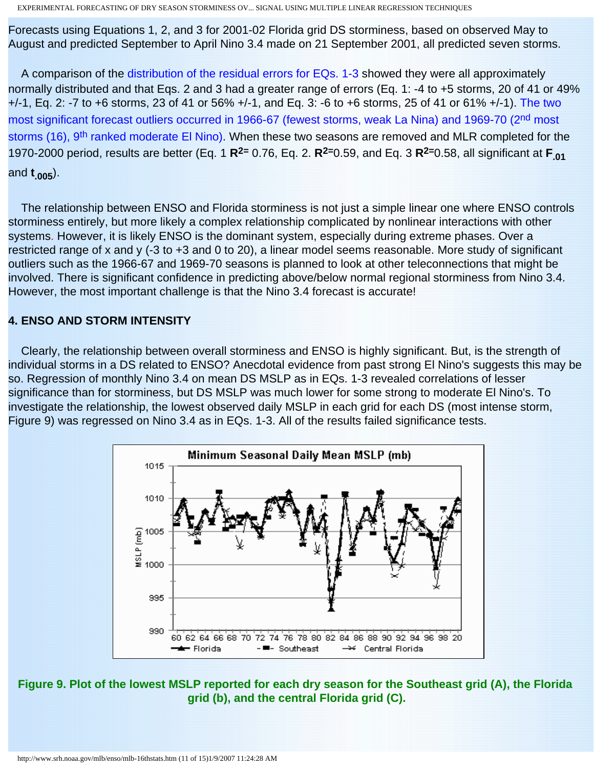Forecasts using Equations 1, 2, and 3 for 2001-02 Florida grid DS storminess, based on observed May to August and predicted September to April Nino 3.4 made on 21 September 2001, all predicted seven storms.

A comparison of the distribution of the residual errors for EQs. 1-3 showed they were all approximately normally distributed and that Eqs. 2 and 3 had a greater range of errors (Eq. 1: -4 to +5 storms, 20 of 41 or 49% +/-1, Eq. 2: -7 to +6 storms, 23 of 41 or 56% +/-1, and Eq. 3: -6 to +6 storms, 25 of 41 or 61% +/-1). The two most significant forecast outliers occurred in 1966-67 (fewest storms, weak La Nina) and 1969-70 (2nd most storms (16), 9th ranked moderate El Nino). When these two seasons are removed and MLR completed for the 1970-2000 period, results are better (Eq. 1 $R^2 =$ 0.76, Eq. 2. $R^2 =$0.59, and Eq. 3 $R^2 =$0.58, all significant at $F_{.01}$ and $t_{.005}$).

The relationship between ENSO and Florida storminess is not just a simple linear one where ENSO controls storminess entirely, but more likely a complex relationship complicated by nonlinear interactions with other systems. However, it is likely ENSO is the dominant system, especially during extreme phases. Over a restricted range of x and y (-3 to +3 and 0 to 20), a linear model seems reasonable. More study of significant outliers such as the 1966-67 and 1969-70 seasons is planned to look at other teleconnections that might be involved. There is significant confidence in predicting above/below normal regional storminess from Nino 3.4. However, the most important challenge is that the Nino 3.4 forecast is accurate!

## 4. ENSO AND STORM INTENSITY

Clearly, the relationship between overall storminess and ENSO is highly significant. But, is the strength of individual storms in a DS related to ENSO? Anecdotal evidence from past strong El Nino's suggests this may be so. Regression of monthly Nino 3.4 on mean DS MSLP as in EQs. 1-3 revealed correlations of lesser significance than for storminess, but DS MSLP was much lower for some strong to moderate El Nino's. To investigate the relationship, the lowest observed daily MSLP in each grid for each DS (most intense storm, Figure 9) was regressed on Nino 3.4 as in EQs. 1-3. All of the results failed significance tests.

**Figure 9. Plot of the lowest MSLP reported for each dry season for the Southeast grid (A), the Florida grid (b), and the central Florida grid (C).**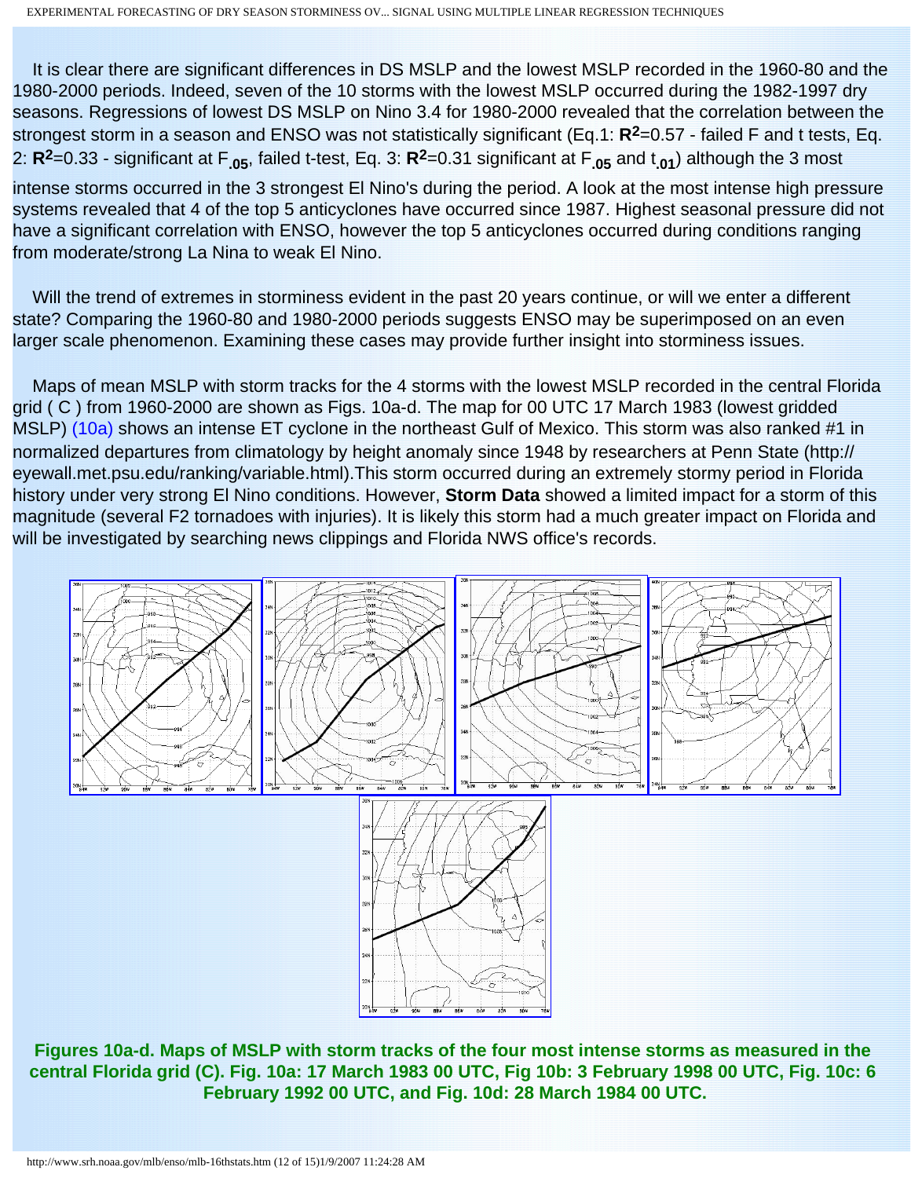It is clear there are significant differences in DS MSLP and the lowest MSLP recorded in the 1960-80 and the 1980-2000 periods. Indeed, seven of the 10 storms with the lowest MSLP occurred during the 1982-1997 dry seasons. Regressions of lowest DS MSLP on Nino 3.4 for 1980-2000 revealed that the correlation between the strongest storm in a season and ENSO was not statistically significant (Eq.1: $\mathbf{R^2}$=0.57 - failed F and t tests, Eq. 2: $\mathbf{R^2}$=0.33 - significant at $F_{.05}$, failed t-test, Eq. 3: $\mathbf{R^2}$=0.31 significant at $F_{.05}$ and $t_{.01}$) although the 3 most intense storms occurred in the 3 strongest El Nino's during the period. A look at the most intense high pressure systems revealed that 4 of the top 5 anticyclones have occurred since 1987. Highest seasonal pressure did not have a significant correlation with ENSO, however the top 5 anticyclones occurred during conditions ranging from moderate/strong La Nina to weak El Nino.

Will the trend of extremes in storminess evident in the past 20 years continue, or will we enter a different state? Comparing the 1960-80 and 1980-2000 periods suggests ENSO may be superimposed on an even larger scale phenomenon. Examining these cases may provide further insight into storminess issues.

Maps of mean MSLP with storm tracks for the 4 storms with the lowest MSLP recorded in the central Florida grid ( C ) from 1960-2000 are shown as Figs. 10a-d. The map for 00 UTC 17 March 1983 (lowest gridded MSLP) (10a) shows an intense ET cyclone in the northeast Gulf of Mexico. This storm was also ranked #1 in normalized departures from climatology by height anomaly since 1948 by researchers at Penn State (http://eyewall.met.psu.edu/ranking/variable.html).This storm occurred during an extremely stormy period in Florida history under very strong El Nino conditions. However, **Storm Data** showed a limited impact for a storm of this magnitude (several F2 tornadoes with injuries). It is likely this storm had a much greater impact on Florida and will be investigated by searching news clippings and Florida NWS office's records.

**Figures 10a-d. Maps of MSLP with storm tracks of the four most intense storms as measured in the central Florida grid (C). Fig. 10a: 17 March 1983 00 UTC, Fig 10b: 3 February 1998 00 UTC, Fig. 10c: 6 February 1992 00 UTC, and Fig. 10d: 28 March 1984 00 UTC.**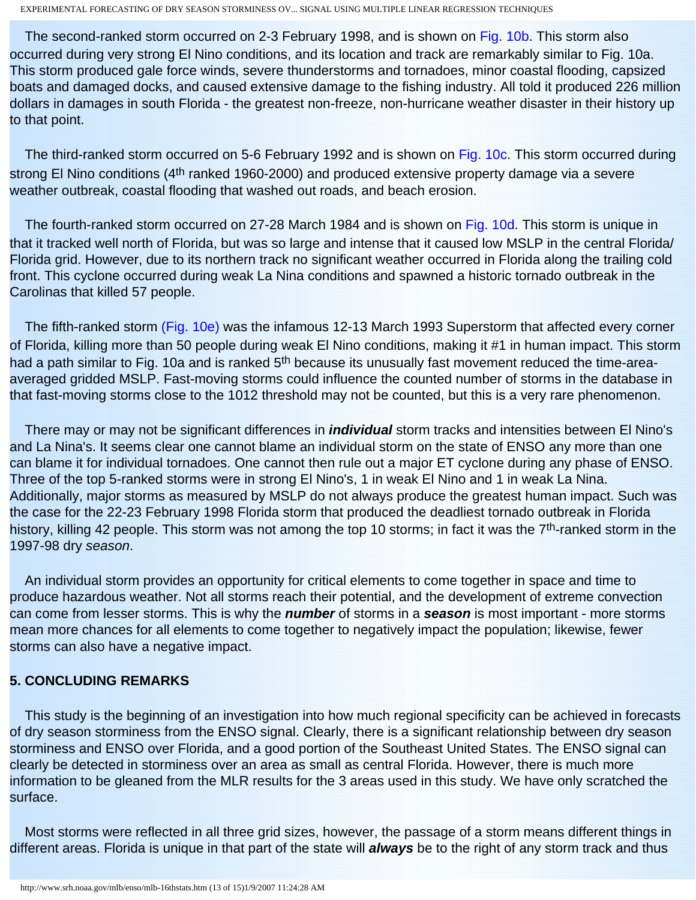The second-ranked storm occurred on 2-3 February 1998, and is shown on Fig. 10b. This storm also occurred during very strong El Nino conditions, and its location and track are remarkably similar to Fig. 10a. This storm produced gale force winds, severe thunderstorms and tornadoes, minor coastal flooding, capsized boats and damaged docks, and caused extensive damage to the fishing industry. All told it produced 226 million dollars in damages in south Florida - the greatest non-freeze, non-hurricane weather disaster in their history up to that point.

The third-ranked storm occurred on 5-6 February 1992 and is shown on Fig. 10c. This storm occurred during strong El Nino conditions (4th ranked 1960-2000) and produced extensive property damage via a severe weather outbreak, coastal flooding that washed out roads, and beach erosion.

The fourth-ranked storm occurred on 27-28 March 1984 and is shown on Fig. 10d. This storm is unique in that it tracked well north of Florida, but was so large and intense that it caused low MSLP in the central Florida/ Florida grid. However, due to its northern track no significant weather occurred in Florida along the trailing cold front. This cyclone occurred during weak La Nina conditions and spawned a historic tornado outbreak in the Carolinas that killed 57 people.

The fifth-ranked storm (Fig. 10e) was the infamous 12-13 March 1993 Superstorm that affected every corner of Florida, killing more than 50 people during weak El Nino conditions, making it #1 in human impact. This storm had a path similar to Fig. 10a and is ranked 5th because its unusually fast movement reduced the time-area-averaged gridded MSLP. Fast-moving storms could influence the counted number of storms in the database in that fast-moving storms close to the 1012 threshold may not be counted, but this is a very rare phenomenon.

There may or may not be significant differences in ***individual*** storm tracks and intensities between El Nino's and La Nina's. It seems clear one cannot blame an individual storm on the state of ENSO any more than one can blame it for individual tornadoes. One cannot then rule out a major ET cyclone during any phase of ENSO. Three of the top 5-ranked storms were in strong El Nino's, 1 in weak El Nino and 1 in weak La Nina. Additionally, major storms as measured by MSLP do not always produce the greatest human impact. Such was the case for the 22-23 February 1998 Florida storm that produced the deadliest tornado outbreak in Florida history, killing 42 people. This storm was not among the top 10 storms; in fact it was the 7th-ranked storm in the 1997-98 dry *season*.

An individual storm provides an opportunity for critical elements to come together in space and time to produce hazardous weather. Not all storms reach their potential, and the development of extreme convection can come from lesser storms. This is why the ***number*** of storms in a ***season*** is most important - more storms mean more chances for all elements to come together to negatively impact the population; likewise, fewer storms can also have a negative impact.

## 5. CONCLUDING REMARKS

This study is the beginning of an investigation into how much regional specificity can be achieved in forecasts of dry season storminess from the ENSO signal. Clearly, there is a significant relationship between dry season storminess and ENSO over Florida, and a good portion of the Southeast United States. The ENSO signal can clearly be detected in storminess over an area as small as central Florida. However, there is much more information to be gleaned from the MLR results for the 3 areas used in this study. We have only scratched the surface.

Most storms were reflected in all three grid sizes, however, the passage of a storm means different things in different areas. Florida is unique in that part of the state will ***always*** be to the right of any storm track and thus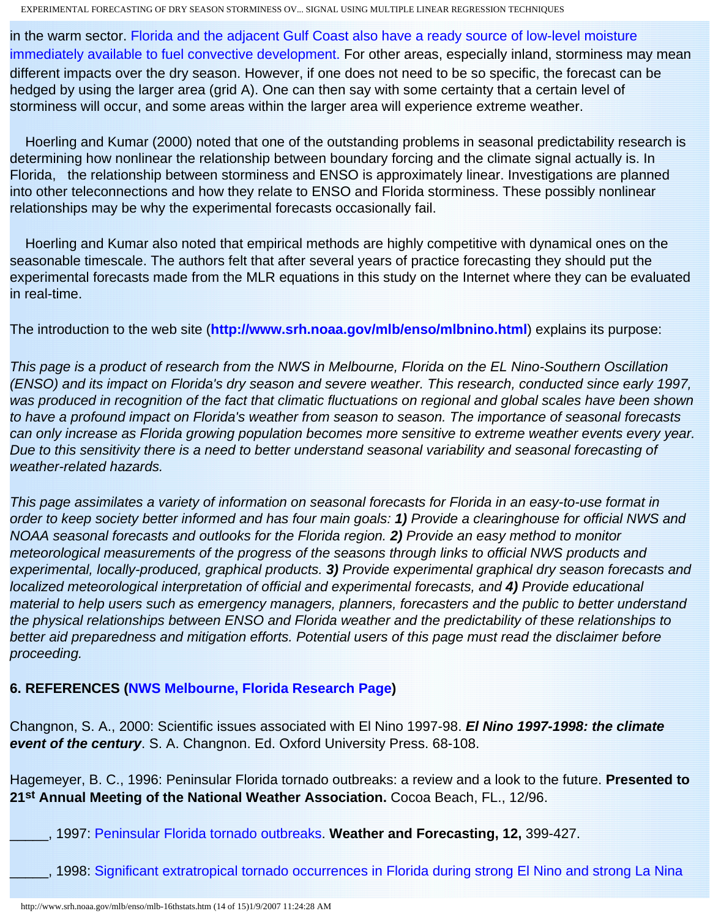in the warm sector. Florida and the adjacent Gulf Coast also have a ready source of low-level moisture immediately available to fuel convective development. For other areas, especially inland, storminess may mean different impacts over the dry season. However, if one does not need to be so specific, the forecast can be hedged by using the larger area (grid A). One can then say with some certainty that a certain level of storminess will occur, and some areas within the larger area will experience extreme weather.

Hoerling and Kumar (2000) noted that one of the outstanding problems in seasonal predictability research is determining how nonlinear the relationship between boundary forcing and the climate signal actually is. In Florida, the relationship between storminess and ENSO is approximately linear. Investigations are planned into other teleconnections and how they relate to ENSO and Florida storminess. These possibly nonlinear relationships may be why the experimental forecasts occasionally fail.

Hoerling and Kumar also noted that empirical methods are highly competitive with dynamical ones on the seasonable timescale. The authors felt that after several years of practice forecasting they should put the experimental forecasts made from the MLR equations in this study on the Internet where they can be evaluated in real-time.

The introduction to the web site (**http://www.srh.noaa.gov/mlb/enso/mlbnino.html**) explains its purpose:

*This page is a product of research from the NWS in Melbourne, Florida on the EL Nino-Southern Oscillation (ENSO) and its impact on Florida's dry season and severe weather. This research, conducted since early 1997, was produced in recognition of the fact that climatic fluctuations on regional and global scales have been shown to have a profound impact on Florida's weather from season to season. The importance of seasonal forecasts can only increase as Florida growing population becomes more sensitive to extreme weather events every year. Due to this sensitivity there is a need to better understand seasonal variability and seasonal forecasting of weather-related hazards.*

*This page assimilates a variety of information on seasonal forecasts for Florida in an easy-to-use format in order to keep society better informed and has four main goals:* ***1)*** *Provide a clearinghouse for official NWS and NOAA seasonal forecasts and outlooks for the Florida region.* ***2)*** *Provide an easy method to monitor meteorological measurements of the progress of the seasons through links to official NWS products and experimental, locally-produced, graphical products.* ***3)*** *Provide experimental graphical dry season forecasts and localized meteorological interpretation of official and experimental forecasts, and* ***4)*** *Provide educational material to help users such as emergency managers, planners, forecasters and the public to better understand the physical relationships between ENSO and Florida weather and the predictability of these relationships to better aid preparedness and mitigation efforts. Potential users of this page must read the disclaimer before proceeding.*

## 6. REFERENCES (NWS Melbourne, Florida Research Page)

Changnon, S. A., 2000: Scientific issues associated with El Nino 1997-98. ***El Nino 1997-1998: the climate event of the century***. S. A. Changnon. Ed. Oxford University Press. 68-108.

Hagemeyer, B. C., 1996: Peninsular Florida tornado outbreaks: a review and a look to the future. **Presented to 21st Annual Meeting of the National Weather Association.** Cocoa Beach, FL., 12/96.

_____, 1997: Peninsular Florida tornado outbreaks. **Weather and Forecasting, 12,** 399-427.

_____, 1998: Significant extratropical tornado occurrences in Florida during strong El Nino and strong La Nina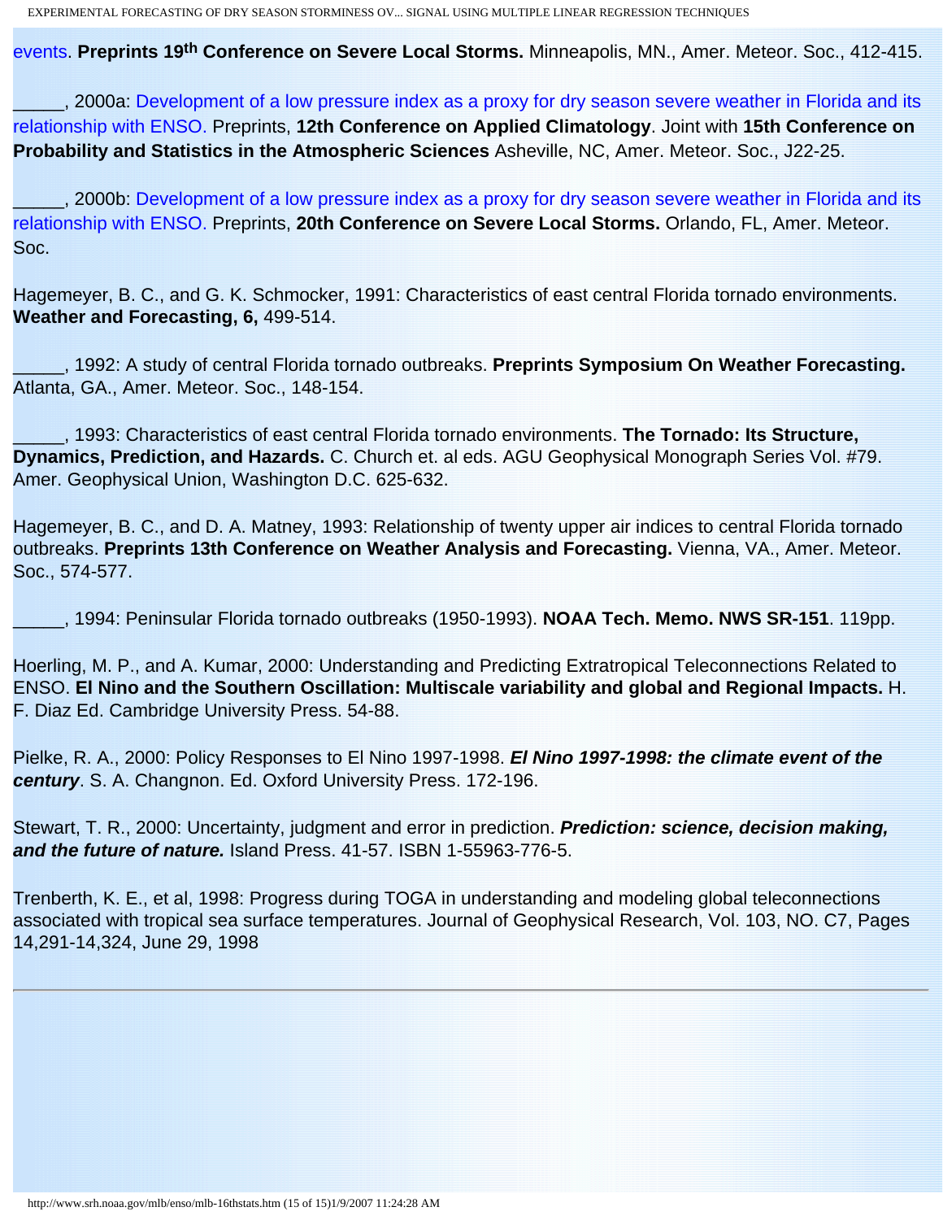events. **Preprints 19th Conference on Severe Local Storms.** Minneapolis, MN., Amer. Meteor. Soc., 412-415.

_____, 2000a: Development of a low pressure index as a proxy for dry season severe weather in Florida and its relationship with ENSO. Preprints, **12th Conference on Applied Climatology**. Joint with **15th Conference on Probability and Statistics in the Atmospheric Sciences** Asheville, NC, Amer. Meteor. Soc., J22-25.

_____, 2000b: Development of a low pressure index as a proxy for dry season severe weather in Florida and its relationship with ENSO. Preprints, **20th Conference on Severe Local Storms.** Orlando, FL, Amer. Meteor. Soc.

Hagemeyer, B. C., and G. K. Schmocker, 1991: Characteristics of east central Florida tornado environments. **Weather and Forecasting, 6,** 499-514.

_____, 1992: A study of central Florida tornado outbreaks. **Preprints Symposium On Weather Forecasting.** Atlanta, GA., Amer. Meteor. Soc., 148-154.

_____, 1993: Characteristics of east central Florida tornado environments. **The Tornado: Its Structure, Dynamics, Prediction, and Hazards.** C. Church et. al eds. AGU Geophysical Monograph Series Vol. #79. Amer. Geophysical Union, Washington D.C. 625-632.

Hagemeyer, B. C., and D. A. Matney, 1993: Relationship of twenty upper air indices to central Florida tornado outbreaks. **Preprints 13th Conference on Weather Analysis and Forecasting.** Vienna, VA., Amer. Meteor. Soc., 574-577.

_____, 1994: Peninsular Florida tornado outbreaks (1950-1993). **NOAA Tech. Memo. NWS SR-151**. 119pp.

Hoerling, M. P., and A. Kumar, 2000: Understanding and Predicting Extratropical Teleconnections Related to ENSO. **El Nino and the Southern Oscillation: Multiscale variability and global and Regional Impacts.** H. F. Diaz Ed. Cambridge University Press. 54-88.

Pielke, R. A., 2000: Policy Responses to El Nino 1997-1998. ***El Nino 1997-1998: the climate event of the century***. S. A. Changnon. Ed. Oxford University Press. 172-196.

Stewart, T. R., 2000: Uncertainty, judgment and error in prediction. ***Prediction: science, decision making, and the future of nature.*** Island Press. 41-57. ISBN 1-55963-776-5.

Trenberth, K. E., et al, 1998: Progress during TOGA in understanding and modeling global teleconnections associated with tropical sea surface temperatures. Journal of Geophysical Research, Vol. 103, NO. C7, Pages 14,291-14,324, June 29, 1998